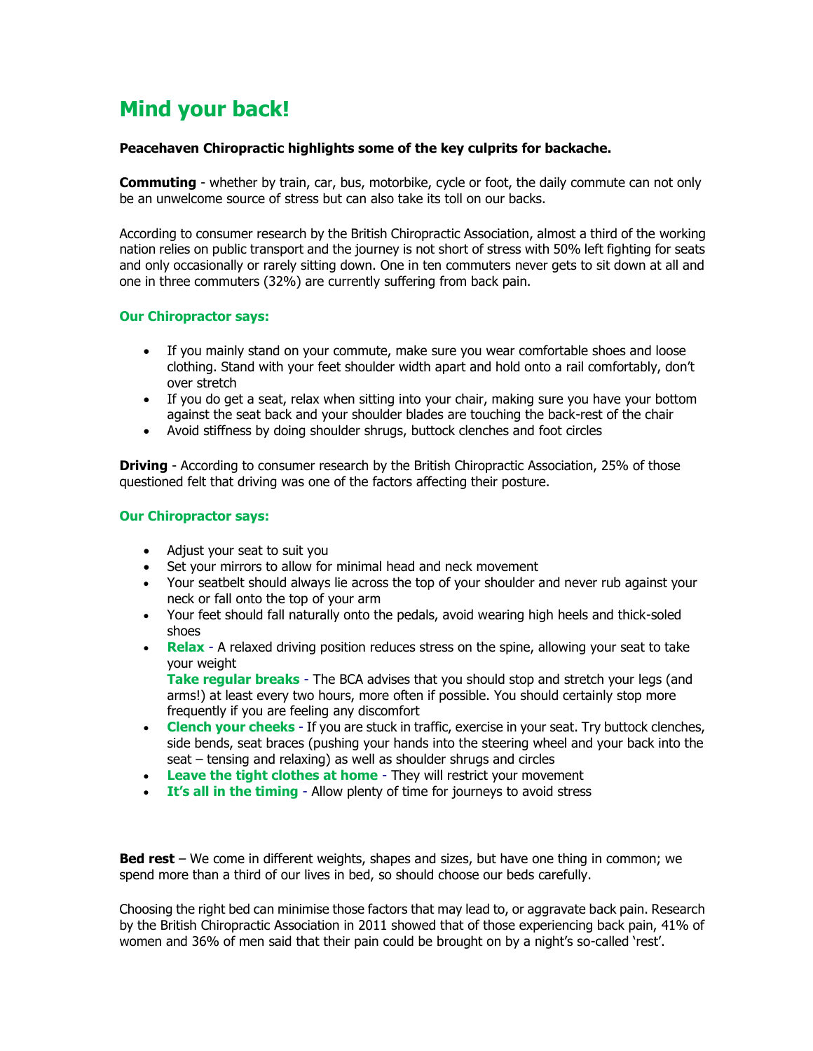# Mind your back!

**Peacehaven Chiropractic highlights some of the key culprits for backache.**

**Commuting** - whether by train, car, bus, motorbike, cycle or foot, the daily commute can not only be an unwelcome source of stress but can also take its toll on our backs.

According to consumer research by the British Chiropractic Association, almost a third of the working nation relies on public transport and the journey is not short of stress with 50% left fighting for seats and only occasionally or rarely sitting down. One in ten commuters never gets to sit down at all and one in three commuters (32%) are currently suffering from back pain.

**Our Chiropractor says:**

- If you mainly stand on your commute, make sure you wear comfortable shoes and loose clothing. Stand with your feet shoulder width apart and hold onto a rail comfortably, don't over stretch
- If you do get a seat, relax when sitting into your chair, making sure you have your bottom against the seat back and your shoulder blades are touching the back-rest of the chair
- Avoid stiffness by doing shoulder shrugs, buttock clenches and foot circles

**Driving** - According to consumer research by the British Chiropractic Association, 25% of those questioned felt that driving was one of the factors affecting their posture.

**Our Chiropractor says:**

- Adjust your seat to suit you
- Set your mirrors to allow for minimal head and neck movement
- Your seatbelt should always lie across the top of your shoulder and never rub against your neck or fall onto the top of your arm
- Your feet should fall naturally onto the pedals, avoid wearing high heels and thick-soled shoes
- **Relax** - A relaxed driving position reduces stress on the spine, allowing your seat to take your weight
  **Take regular breaks** - The BCA advises that you should stop and stretch your legs (and arms!) at least every two hours, more often if possible. You should certainly stop more frequently if you are feeling any discomfort
- **Clench your cheeks** - If you are stuck in traffic, exercise in your seat. Try buttock clenches, side bends, seat braces (pushing your hands into the steering wheel and your back into the seat – tensing and relaxing) as well as shoulder shrugs and circles
- **Leave the tight clothes at home** - They will restrict your movement
- **It's all in the timing** - Allow plenty of time for journeys to avoid stress

**Bed rest** – We come in different weights, shapes and sizes, but have one thing in common; we spend more than a third of our lives in bed, so should choose our beds carefully.

Choosing the right bed can minimise those factors that may lead to, or aggravate back pain. Research by the British Chiropractic Association in 2011 showed that of those experiencing back pain, 41% of women and 36% of men said that their pain could be brought on by a night's so-called 'rest'.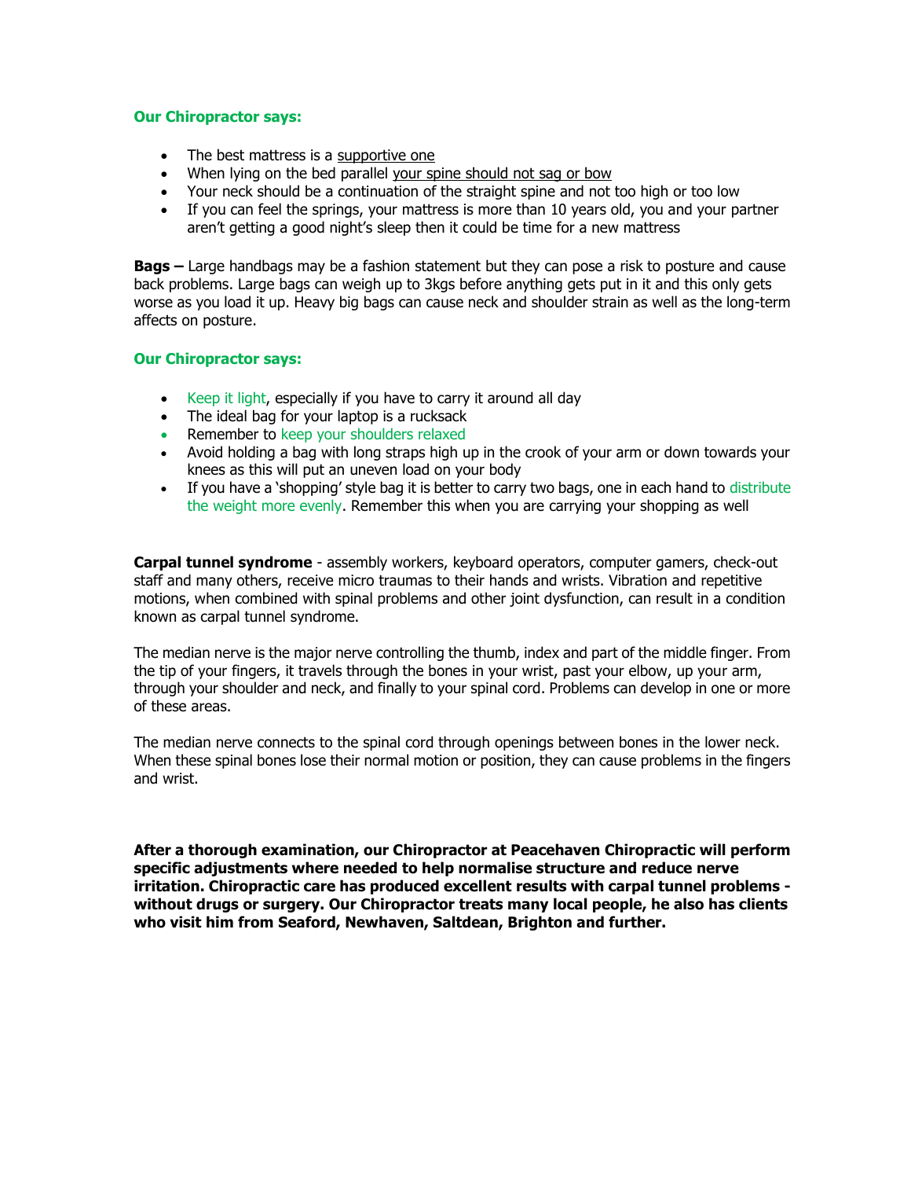**Our Chiropractor says:**

- The best mattress is a supportive one
- When lying on the bed parallel your spine should not sag or bow
- Your neck should be a continuation of the straight spine and not too high or too low
- If you can feel the springs, your mattress is more than 10 years old, you and your partner aren't getting a good night's sleep then it could be time for a new mattress

**Bags –** Large handbags may be a fashion statement but they can pose a risk to posture and cause back problems. Large bags can weigh up to 3kgs before anything gets put in it and this only gets worse as you load it up. Heavy big bags can cause neck and shoulder strain as well as the long-term affects on posture.

**Our Chiropractor says:**

- Keep it light, especially if you have to carry it around all day
- The ideal bag for your laptop is a rucksack
- Remember to keep your shoulders relaxed
- Avoid holding a bag with long straps high up in the crook of your arm or down towards your knees as this will put an uneven load on your body
- If you have a 'shopping' style bag it is better to carry two bags, one in each hand to distribute the weight more evenly. Remember this when you are carrying your shopping as well

**Carpal tunnel syndrome** - assembly workers, keyboard operators, computer gamers, check-out staff and many others, receive micro traumas to their hands and wrists. Vibration and repetitive motions, when combined with spinal problems and other joint dysfunction, can result in a condition known as carpal tunnel syndrome.

The median nerve is the major nerve controlling the thumb, index and part of the middle finger. From the tip of your fingers, it travels through the bones in your wrist, past your elbow, up your arm, through your shoulder and neck, and finally to your spinal cord. Problems can develop in one or more of these areas.

The median nerve connects to the spinal cord through openings between bones in the lower neck. When these spinal bones lose their normal motion or position, they can cause problems in the fingers and wrist.

**After a thorough examination, our Chiropractor at Peacehaven Chiropractic will perform specific adjustments where needed to help normalise structure and reduce nerve irritation. Chiropractic care has produced excellent results with carpal tunnel problems - without drugs or surgery. Our Chiropractor treats many local people, he also has clients who visit him from Seaford, Newhaven, Saltdean, Brighton and further.**